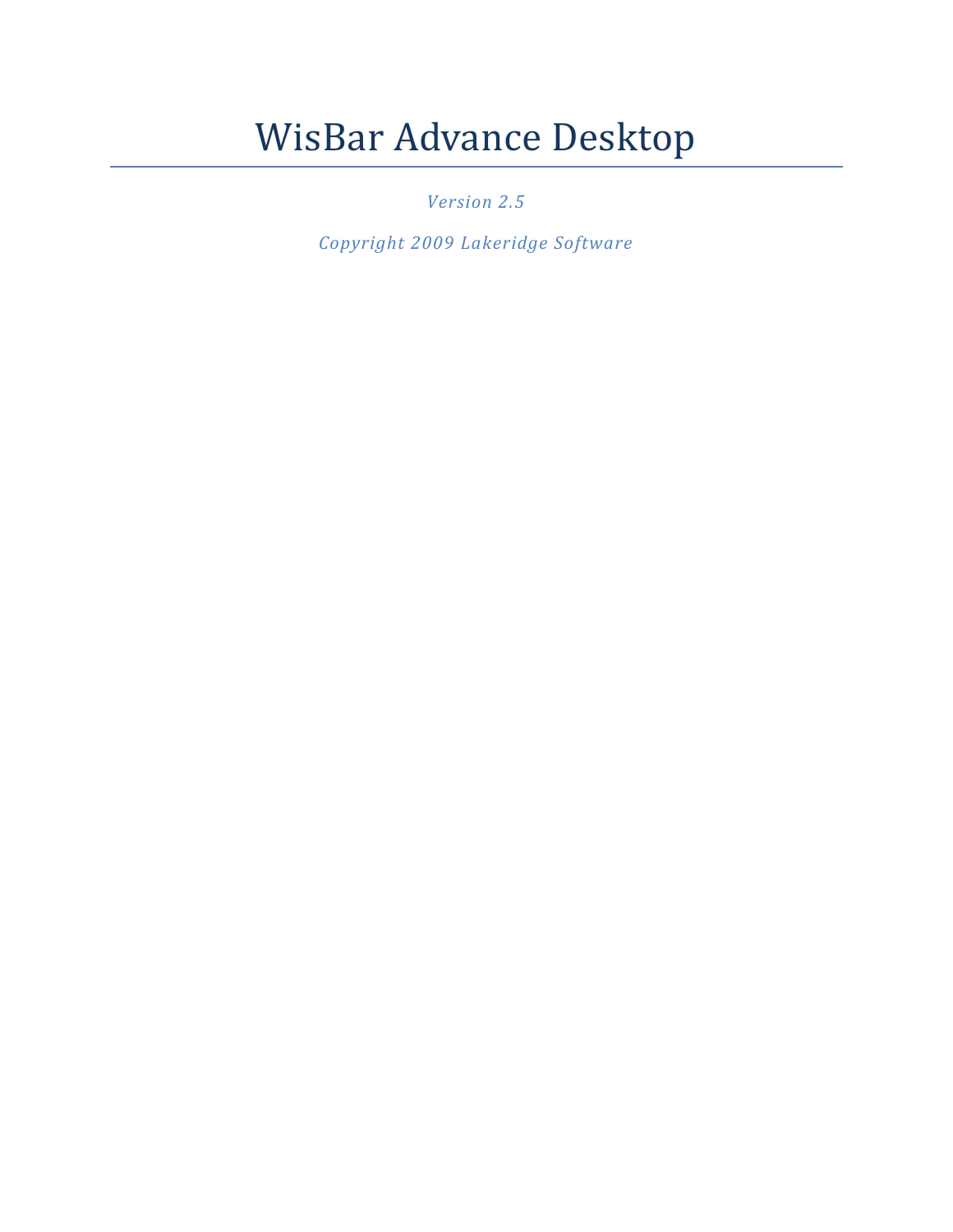# WisBar Advance Desktop

*Version 2.5*

*Copyright 2009 Lakeridge Software*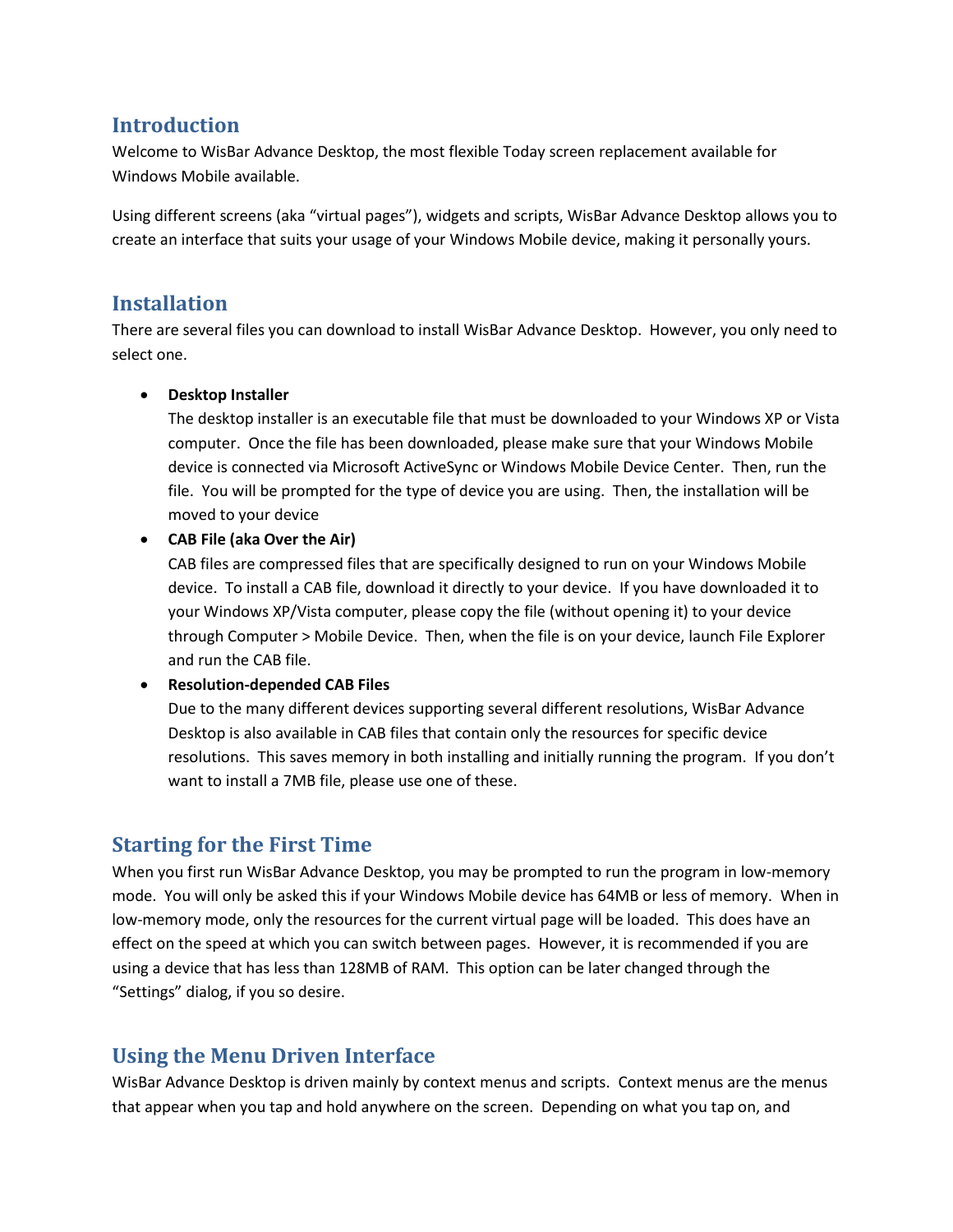## Introduction

Welcome to WisBar Advance Desktop, the most flexible Today screen replacement available for Windows Mobile available.

Using different screens (aka "virtual pages"), widgets and scripts, WisBar Advance Desktop allows you to create an interface that suits your usage of your Windows Mobile device, making it personally yours.

## Installation

There are several files you can download to install WisBar Advance Desktop. However, you only need to select one.

- **Desktop Installer**
  The desktop installer is an executable file that must be downloaded to your Windows XP or Vista computer. Once the file has been downloaded, please make sure that your Windows Mobile device is connected via Microsoft ActiveSync or Windows Mobile Device Center. Then, run the file. You will be prompted for the type of device you are using. Then, the installation will be moved to your device
- **CAB File (aka Over the Air)**
  CAB files are compressed files that are specifically designed to run on your Windows Mobile device. To install a CAB file, download it directly to your device. If you have downloaded it to your Windows XP/Vista computer, please copy the file (without opening it) to your device through Computer > Mobile Device. Then, when the file is on your device, launch File Explorer and run the CAB file.
- **Resolution-depended CAB Files**
  Due to the many different devices supporting several different resolutions, WisBar Advance Desktop is also available in CAB files that contain only the resources for specific device resolutions. This saves memory in both installing and initially running the program. If you don't want to install a 7MB file, please use one of these.

## Starting for the First Time

When you first run WisBar Advance Desktop, you may be prompted to run the program in low-memory mode. You will only be asked this if your Windows Mobile device has 64MB or less of memory. When in low-memory mode, only the resources for the current virtual page will be loaded. This does have an effect on the speed at which you can switch between pages. However, it is recommended if you are using a device that has less than 128MB of RAM. This option can be later changed through the "Settings" dialog, if you so desire.

## Using the Menu Driven Interface

WisBar Advance Desktop is driven mainly by context menus and scripts. Context menus are the menus that appear when you tap and hold anywhere on the screen. Depending on what you tap on, and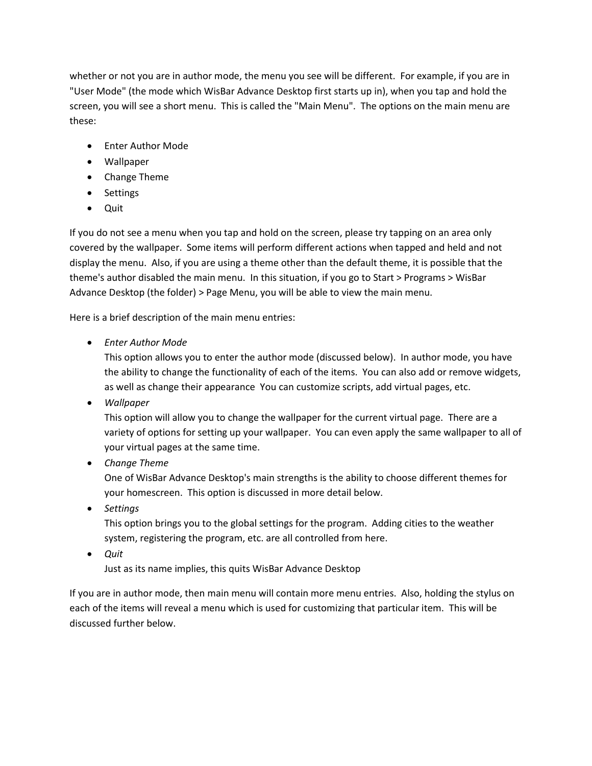whether or not you are in author mode, the menu you see will be different. For example, if you are in "User Mode" (the mode which WisBar Advance Desktop first starts up in), when you tap and hold the screen, you will see a short menu. This is called the "Main Menu". The options on the main menu are these:

- Enter Author Mode
- Wallpaper
- Change Theme
- Settings
- Quit

If you do not see a menu when you tap and hold on the screen, please try tapping on an area only covered by the wallpaper. Some items will perform different actions when tapped and held and not display the menu. Also, if you are using a theme other than the default theme, it is possible that the theme's author disabled the main menu. In this situation, if you go to Start > Programs > WisBar Advance Desktop (the folder) > Page Menu, you will be able to view the main menu.

Here is a brief description of the main menu entries:

- *Enter Author Mode*
  This option allows you to enter the author mode (discussed below). In author mode, you have the ability to change the functionality of each of the items. You can also add or remove widgets, as well as change their appearance You can customize scripts, add virtual pages, etc.
- *Wallpaper*
  This option will allow you to change the wallpaper for the current virtual page. There are a variety of options for setting up your wallpaper. You can even apply the same wallpaper to all of your virtual pages at the same time.
- *Change Theme*
  One of WisBar Advance Desktop's main strengths is the ability to choose different themes for your homescreen. This option is discussed in more detail below.
- *Settings*
  This option brings you to the global settings for the program. Adding cities to the weather system, registering the program, etc. are all controlled from here.
- *Quit*
  Just as its name implies, this quits WisBar Advance Desktop

If you are in author mode, then main menu will contain more menu entries. Also, holding the stylus on each of the items will reveal a menu which is used for customizing that particular item. This will be discussed further below.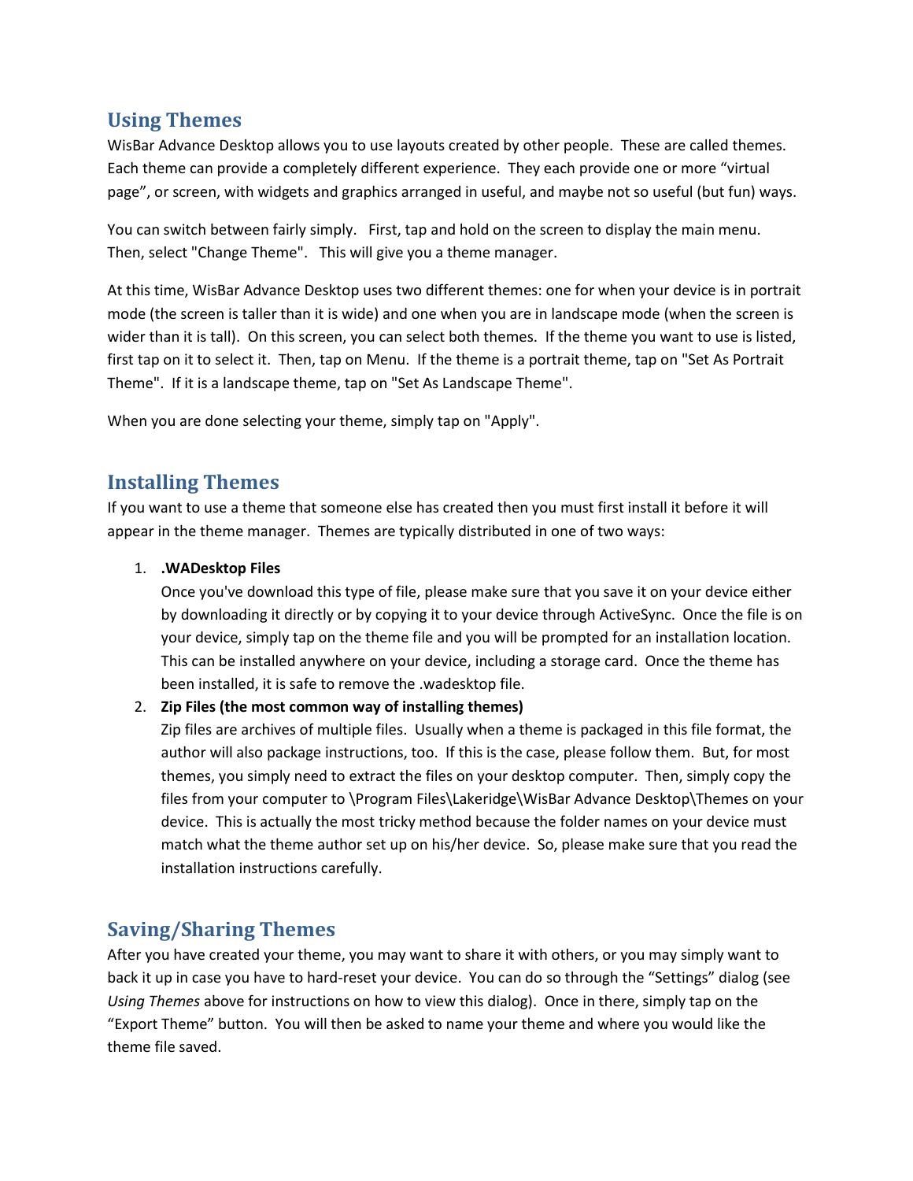## Using Themes

WisBar Advance Desktop allows you to use layouts created by other people. These are called themes. Each theme can provide a completely different experience. They each provide one or more "virtual page", or screen, with widgets and graphics arranged in useful, and maybe not so useful (but fun) ways.

You can switch between fairly simply. First, tap and hold on the screen to display the main menu. Then, select "Change Theme". This will give you a theme manager.

At this time, WisBar Advance Desktop uses two different themes: one for when your device is in portrait mode (the screen is taller than it is wide) and one when you are in landscape mode (when the screen is wider than it is tall). On this screen, you can select both themes. If the theme you want to use is listed, first tap on it to select it. Then, tap on Menu. If the theme is a portrait theme, tap on "Set As Portrait Theme". If it is a landscape theme, tap on "Set As Landscape Theme".

When you are done selecting your theme, simply tap on "Apply".

## Installing Themes

If you want to use a theme that someone else has created then you must first install it before it will appear in the theme manager. Themes are typically distributed in one of two ways:

1. **.WADesktop Files**
   Once you've download this type of file, please make sure that you save it on your device either by downloading it directly or by copying it to your device through ActiveSync. Once the file is on your device, simply tap on the theme file and you will be prompted for an installation location. This can be installed anywhere on your device, including a storage card. Once the theme has been installed, it is safe to remove the .wadesktop file.
2. **Zip Files (the most common way of installing themes)**
   Zip files are archives of multiple files. Usually when a theme is packaged in this file format, the author will also package instructions, too. If this is the case, please follow them. But, for most themes, you simply need to extract the files on your desktop computer. Then, simply copy the files from your computer to \Program Files\Lakeridge\WisBar Advance Desktop\Themes on your device. This is actually the most tricky method because the folder names on your device must match what the theme author set up on his/her device. So, please make sure that you read the installation instructions carefully.

## Saving/Sharing Themes

After you have created your theme, you may want to share it with others, or you may simply want to back it up in case you have to hard-reset your device. You can do so through the "Settings" dialog (see *Using Themes* above for instructions on how to view this dialog). Once in there, simply tap on the "Export Theme" button. You will then be asked to name your theme and where you would like the theme file saved.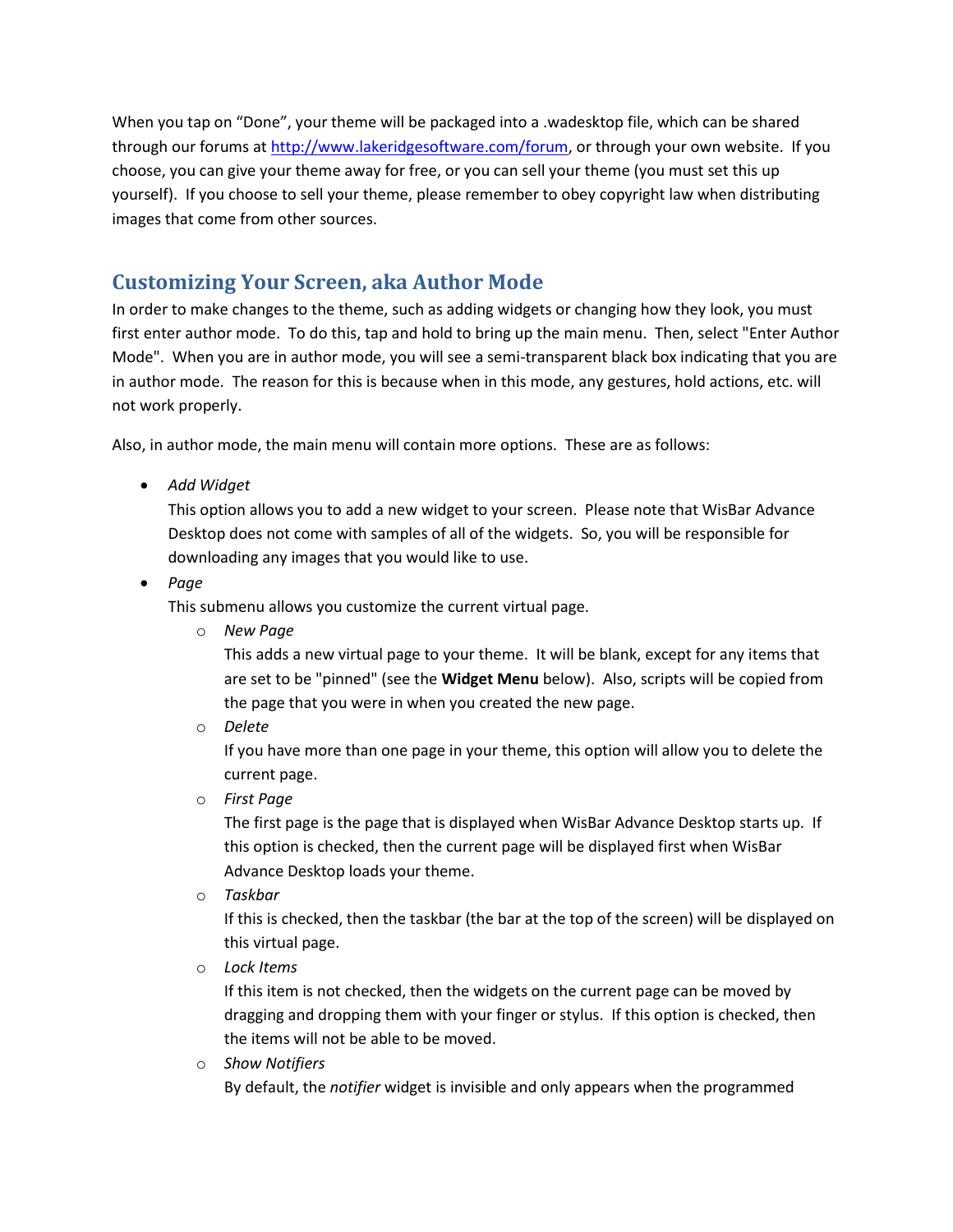When you tap on "Done", your theme will be packaged into a .wadesktop file, which can be shared through our forums at [http://www.lakeridgesoftware.com/forum](http://www.lakeridgesoftware.com/forum), or through your own website. If you choose, you can give your theme away for free, or you can sell your theme (you must set this up yourself). If you choose to sell your theme, please remember to obey copyright law when distributing images that come from other sources.

## Customizing Your Screen, aka Author Mode

In order to make changes to the theme, such as adding widgets or changing how they look, you must first enter author mode. To do this, tap and hold to bring up the main menu. Then, select "Enter Author Mode". When you are in author mode, you will see a semi-transparent black box indicating that you are in author mode. The reason for this is because when in this mode, any gestures, hold actions, etc. will not work properly.

Also, in author mode, the main menu will contain more options. These are as follows:

- *Add Widget*
  This option allows you to add a new widget to your screen. Please note that WisBar Advance Desktop does not come with samples of all of the widgets. So, you will be responsible for downloading any images that you would like to use.
- *Page*
  This submenu allows you customize the current virtual page.
  - *New Page*
    This adds a new virtual page to your theme. It will be blank, except for any items that are set to be "pinned" (see the **Widget Menu** below). Also, scripts will be copied from the page that you were in when you created the new page.
  - *Delete*
    If you have more than one page in your theme, this option will allow you to delete the current page.
  - *First Page*
    The first page is the page that is displayed when WisBar Advance Desktop starts up. If this option is checked, then the current page will be displayed first when WisBar Advance Desktop loads your theme.
  - *Taskbar*
    If this is checked, then the taskbar (the bar at the top of the screen) will be displayed on this virtual page.
  - *Lock Items*
    If this item is not checked, then the widgets on the current page can be moved by dragging and dropping them with your finger or stylus. If this option is checked, then the items will not be able to be moved.
  - *Show Notifiers*
    By default, the *notifier* widget is invisible and only appears when the programmed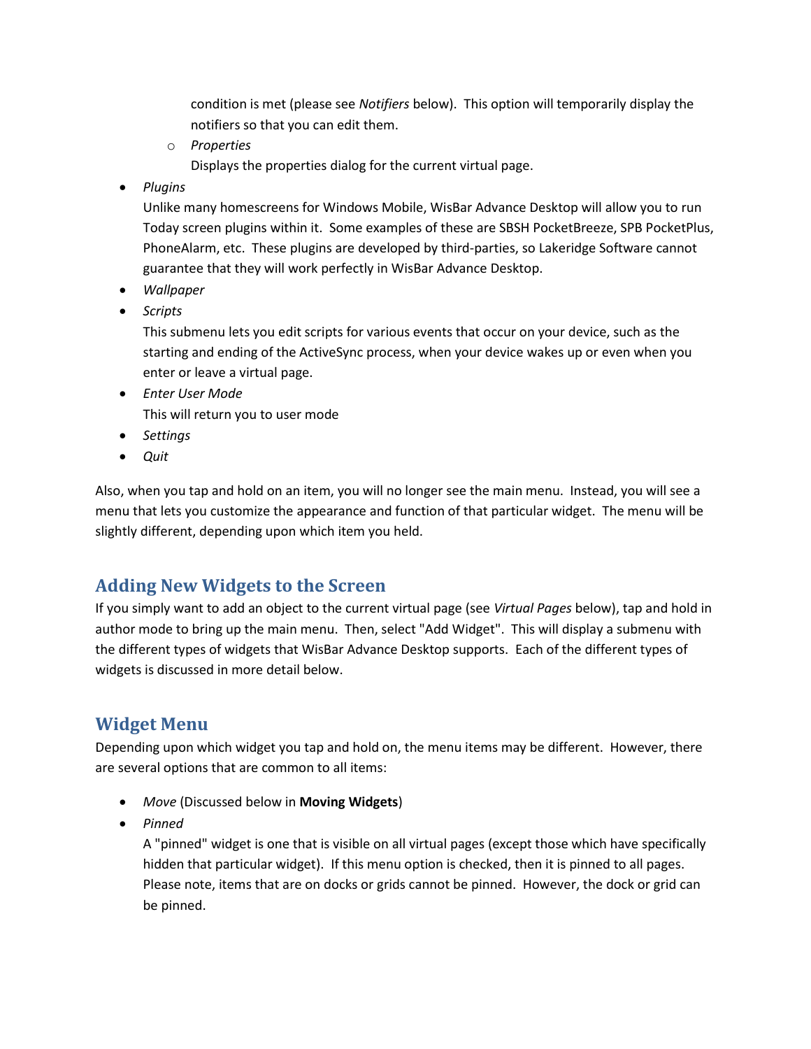condition is met (please see *Notifiers* below). This option will temporarily display the notifiers so that you can edit them.

    - *Properties*
      Displays the properties dialog for the current virtual page.

- *Plugins*
  Unlike many homescreens for Windows Mobile, WisBar Advance Desktop will allow you to run Today screen plugins within it. Some examples of these are SBSH PocketBreeze, SPB PocketPlus, PhoneAlarm, etc. These plugins are developed by third-parties, so Lakeridge Software cannot guarantee that they will work perfectly in WisBar Advance Desktop.
- *Wallpaper*
- *Scripts*
  This submenu lets you edit scripts for various events that occur on your device, such as the starting and ending of the ActiveSync process, when your device wakes up or even when you enter or leave a virtual page.
- *Enter User Mode*
  This will return you to user mode
- *Settings*
- *Quit*

Also, when you tap and hold on an item, you will no longer see the main menu. Instead, you will see a menu that lets you customize the appearance and function of that particular widget. The menu will be slightly different, depending upon which item you held.

## Adding New Widgets to the Screen

If you simply want to add an object to the current virtual page (see *Virtual Pages* below), tap and hold in author mode to bring up the main menu. Then, select "Add Widget". This will display a submenu with the different types of widgets that WisBar Advance Desktop supports. Each of the different types of widgets is discussed in more detail below.

## Widget Menu

Depending upon which widget you tap and hold on, the menu items may be different. However, there are several options that are common to all items:

- *Move* (Discussed below in **Moving Widgets**)
- *Pinned*
  A "pinned" widget is one that is visible on all virtual pages (except those which have specifically hidden that particular widget). If this menu option is checked, then it is pinned to all pages. Please note, items that are on docks or grids cannot be pinned. However, the dock or grid can be pinned.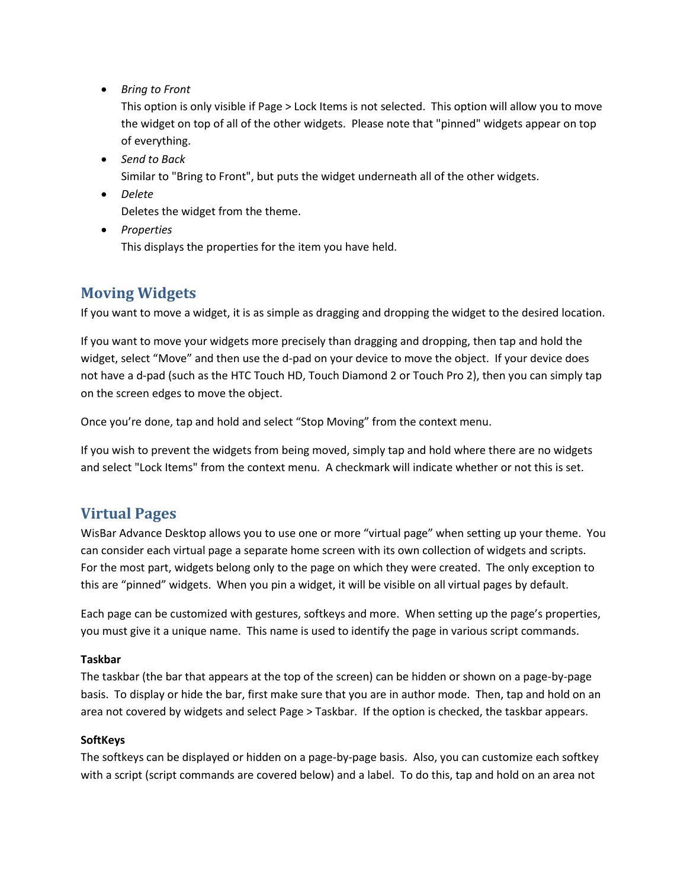- *Bring to Front*
  This option is only visible if Page > Lock Items is not selected. This option will allow you to move the widget on top of all of the other widgets. Please note that "pinned" widgets appear on top of everything.
- *Send to Back*
  Similar to "Bring to Front", but puts the widget underneath all of the other widgets.
- *Delete*
  Deletes the widget from the theme.
- *Properties*
  This displays the properties for the item you have held.

## Moving Widgets

If you want to move a widget, it is as simple as dragging and dropping the widget to the desired location.

If you want to move your widgets more precisely than dragging and dropping, then tap and hold the widget, select "Move" and then use the d-pad on your device to move the object. If your device does not have a d-pad (such as the HTC Touch HD, Touch Diamond 2 or Touch Pro 2), then you can simply tap on the screen edges to move the object.

Once you're done, tap and hold and select "Stop Moving" from the context menu.

If you wish to prevent the widgets from being moved, simply tap and hold where there are no widgets and select "Lock Items" from the context menu. A checkmark will indicate whether or not this is set.

## Virtual Pages

WisBar Advance Desktop allows you to use one or more "virtual page" when setting up your theme. You can consider each virtual page a separate home screen with its own collection of widgets and scripts. For the most part, widgets belong only to the page on which they were created. The only exception to this are "pinned" widgets. When you pin a widget, it will be visible on all virtual pages by default.

Each page can be customized with gestures, softkeys and more. When setting up the page's properties, you must give it a unique name. This name is used to identify the page in various script commands.

**Taskbar**
The taskbar (the bar that appears at the top of the screen) can be hidden or shown on a page-by-page basis. To display or hide the bar, first make sure that you are in author mode. Then, tap and hold on an area not covered by widgets and select Page > Taskbar. If the option is checked, the taskbar appears.

**SoftKeys**
The softkeys can be displayed or hidden on a page-by-page basis. Also, you can customize each softkey with a script (script commands are covered below) and a label. To do this, tap and hold on an area not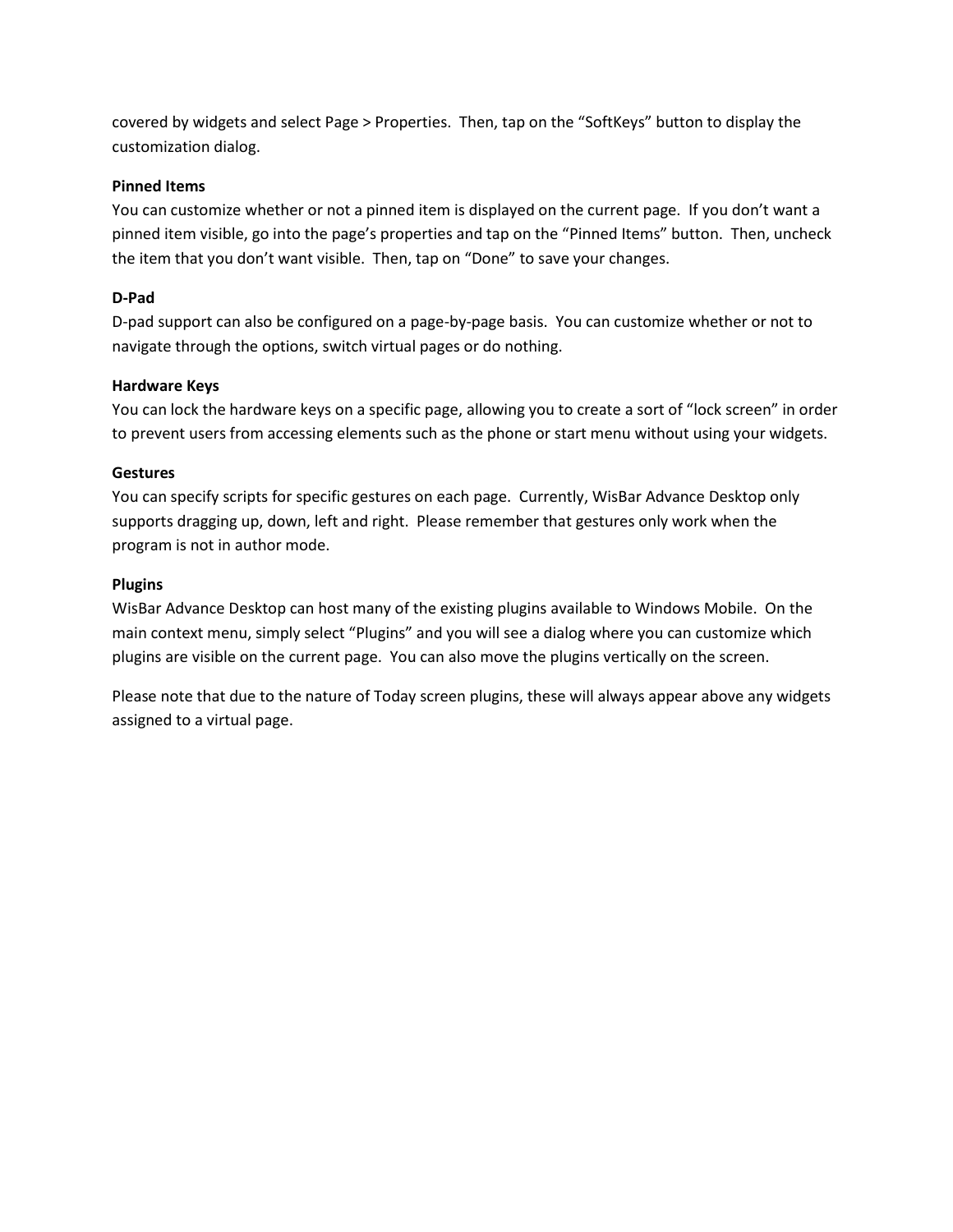covered by widgets and select Page > Properties.  Then, tap on the “SoftKeys” button to display the customization dialog.

**Pinned Items**

You can customize whether or not a pinned item is displayed on the current page.  If you don’t want a pinned item visible, go into the page’s properties and tap on the “Pinned Items” button.  Then, uncheck the item that you don’t want visible.  Then, tap on “Done” to save your changes.

**D-Pad**

D-pad support can also be configured on a page-by-page basis.  You can customize whether or not to navigate through the options, switch virtual pages or do nothing.

**Hardware Keys**

You can lock the hardware keys on a specific page, allowing you to create a sort of “lock screen” in order to prevent users from accessing elements such as the phone or start menu without using your widgets.

**Gestures**

You can specify scripts for specific gestures on each page.  Currently, WisBar Advance Desktop only supports dragging up, down, left and right.  Please remember that gestures only work when the program is not in author mode.

**Plugins**

WisBar Advance Desktop can host many of the existing plugins available to Windows Mobile.  On the main context menu, simply select “Plugins” and you will see a dialog where you can customize which plugins are visible on the current page.  You can also move the plugins vertically on the screen.

Please note that due to the nature of Today screen plugins, these will always appear above any widgets assigned to a virtual page.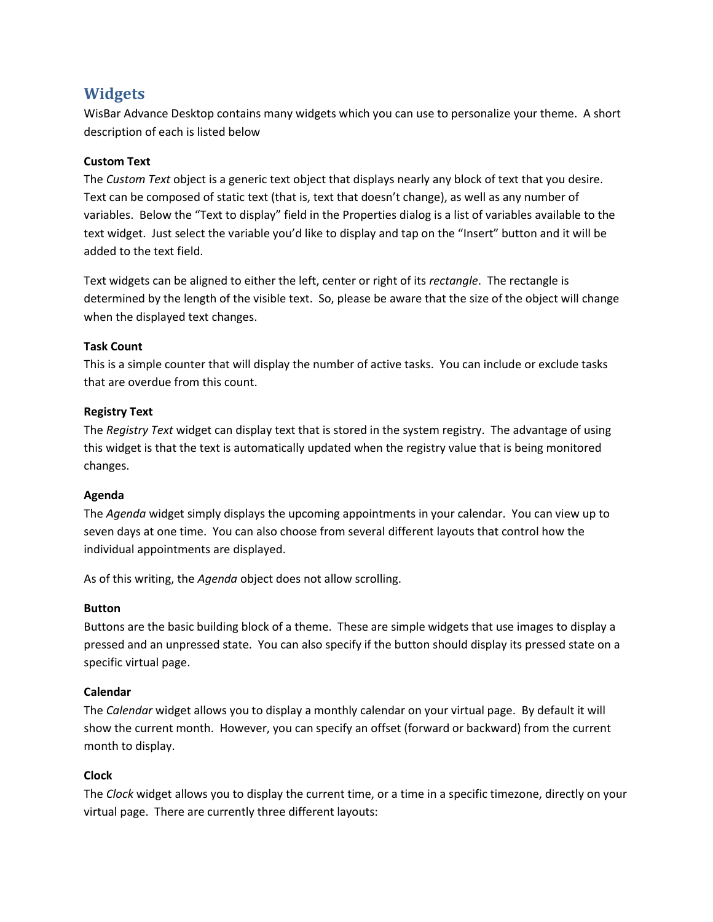# Widgets

WisBar Advance Desktop contains many widgets which you can use to personalize your theme. A short description of each is listed below

**Custom Text**

The *Custom Text* object is a generic text object that displays nearly any block of text that you desire. Text can be composed of static text (that is, text that doesn't change), as well as any number of variables. Below the "Text to display" field in the Properties dialog is a list of variables available to the text widget. Just select the variable you'd like to display and tap on the "Insert" button and it will be added to the text field.

Text widgets can be aligned to either the left, center or right of its *rectangle*. The rectangle is determined by the length of the visible text. So, please be aware that the size of the object will change when the displayed text changes.

**Task Count**

This is a simple counter that will display the number of active tasks. You can include or exclude tasks that are overdue from this count.

**Registry Text**

The *Registry Text* widget can display text that is stored in the system registry. The advantage of using this widget is that the text is automatically updated when the registry value that is being monitored changes.

**Agenda**

The *Agenda* widget simply displays the upcoming appointments in your calendar. You can view up to seven days at one time. You can also choose from several different layouts that control how the individual appointments are displayed.

As of this writing, the *Agenda* object does not allow scrolling.

**Button**

Buttons are the basic building block of a theme. These are simple widgets that use images to display a pressed and an unpressed state. You can also specify if the button should display its pressed state on a specific virtual page.

**Calendar**

The *Calendar* widget allows you to display a monthly calendar on your virtual page. By default it will show the current month. However, you can specify an offset (forward or backward) from the current month to display.

**Clock**

The *Clock* widget allows you to display the current time, or a time in a specific timezone, directly on your virtual page. There are currently three different layouts: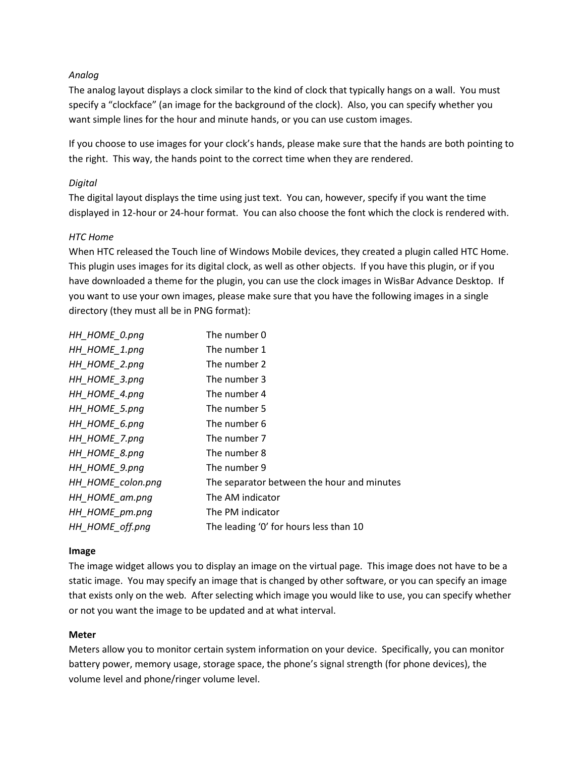*Analog*

The analog layout displays a clock similar to the kind of clock that typically hangs on a wall. You must specify a "clockface" (an image for the background of the clock). Also, you can specify whether you want simple lines for the hour and minute hands, or you can use custom images.

If you choose to use images for your clock's hands, please make sure that the hands are both pointing to the right. This way, the hands point to the correct time when they are rendered.

*Digital*

The digital layout displays the time using just text. You can, however, specify if you want the time displayed in 12-hour or 24-hour format. You can also choose the font which the clock is rendered with.

*HTC Home*

When HTC released the Touch line of Windows Mobile devices, they created a plugin called HTC Home. This plugin uses images for its digital clock, as well as other objects. If you have this plugin, or if you have downloaded a theme for the plugin, you can use the clock images in WisBar Advance Desktop. If you want to use your own images, please make sure that you have the following images in a single directory (they must all be in PNG format):

| | |
|---|---|
| *HH_HOME_0.png* | The number 0 |
| *HH_HOME_1.png* | The number 1 |
| *HH_HOME_2.png* | The number 2 |
| *HH_HOME_3.png* | The number 3 |
| *HH_HOME_4.png* | The number 4 |
| *HH_HOME_5.png* | The number 5 |
| *HH_HOME_6.png* | The number 6 |
| *HH_HOME_7.png* | The number 7 |
| *HH_HOME_8.png* | The number 8 |
| *HH_HOME_9.png* | The number 9 |
| *HH_HOME_colon.png* | The separator between the hour and minutes |
| *HH_HOME_am.png* | The AM indicator |
| *HH_HOME_pm.png* | The PM indicator |
| *HH_HOME_off.png* | The leading '0' for hours less than 10 |

**Image**

The image widget allows you to display an image on the virtual page. This image does not have to be a static image. You may specify an image that is changed by other software, or you can specify an image that exists only on the web. After selecting which image you would like to use, you can specify whether or not you want the image to be updated and at what interval.

**Meter**

Meters allow you to monitor certain system information on your device. Specifically, you can monitor battery power, memory usage, storage space, the phone's signal strength (for phone devices), the volume level and phone/ringer volume level.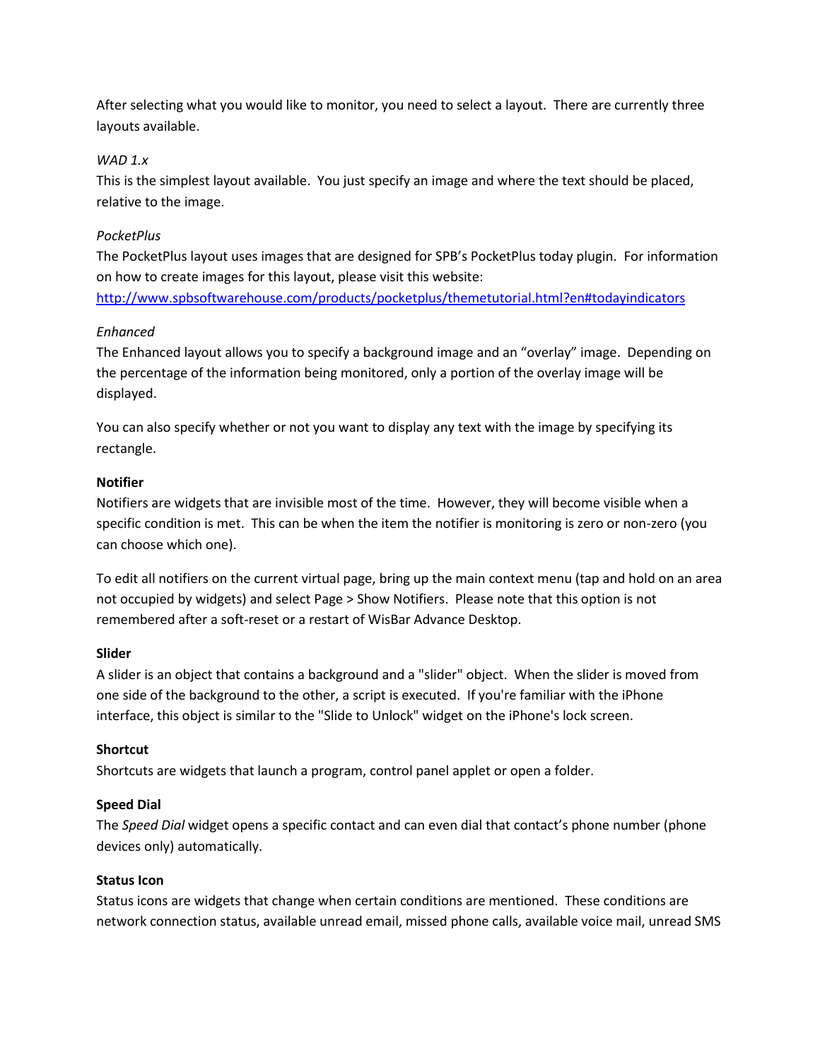After selecting what you would like to monitor, you need to select a layout. There are currently three layouts available.

*WAD 1.x*

This is the simplest layout available. You just specify an image and where the text should be placed, relative to the image.

*PocketPlus*

The PocketPlus layout uses images that are designed for SPB's PocketPlus today plugin. For information on how to create images for this layout, please visit this website: [http://www.spbsoftwarehouse.com/products/pocketplus/themetutorial.html?en#todayindicators](http://www.spbsoftwarehouse.com/products/pocketplus/themetutorial.html?en#todayindicators)

*Enhanced*

The Enhanced layout allows you to specify a background image and an "overlay" image. Depending on the percentage of the information being monitored, only a portion of the overlay image will be displayed.

You can also specify whether or not you want to display any text with the image by specifying its rectangle.

**Notifier**

Notifiers are widgets that are invisible most of the time. However, they will become visible when a specific condition is met. This can be when the item the notifier is monitoring is zero or non-zero (you can choose which one).

To edit all notifiers on the current virtual page, bring up the main context menu (tap and hold on an area not occupied by widgets) and select Page > Show Notifiers. Please note that this option is not remembered after a soft-reset or a restart of WisBar Advance Desktop.

**Slider**

A slider is an object that contains a background and a "slider" object. When the slider is moved from one side of the background to the other, a script is executed. If you're familiar with the iPhone interface, this object is similar to the "Slide to Unlock" widget on the iPhone's lock screen.

**Shortcut**

Shortcuts are widgets that launch a program, control panel applet or open a folder.

**Speed Dial**

The *Speed Dial* widget opens a specific contact and can even dial that contact's phone number (phone devices only) automatically.

**Status Icon**

Status icons are widgets that change when certain conditions are mentioned. These conditions are network connection status, available unread email, missed phone calls, available voice mail, unread SMS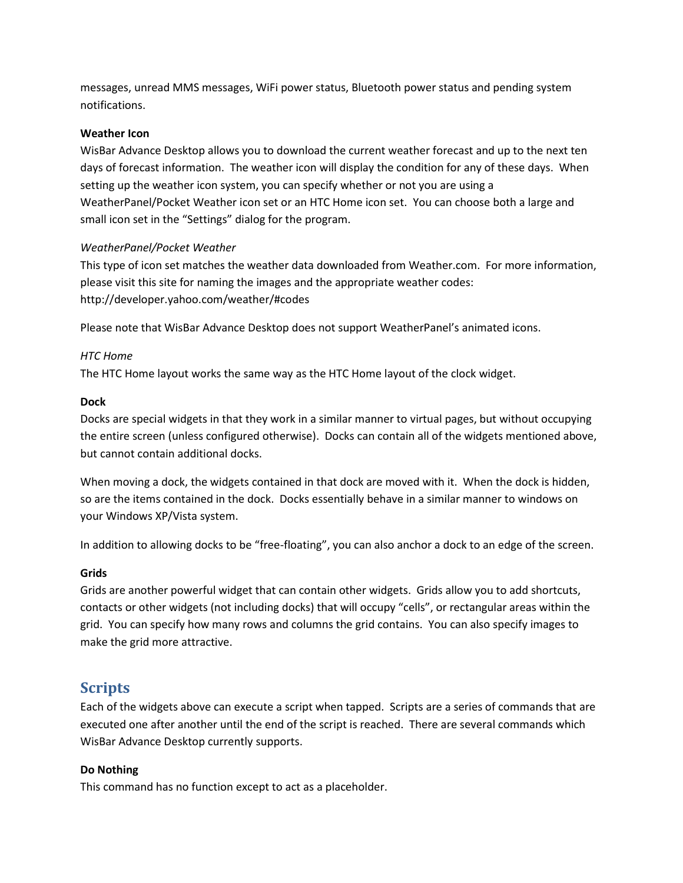messages, unread MMS messages, WiFi power status, Bluetooth power status and pending system notifications.

**Weather Icon**

WisBar Advance Desktop allows you to download the current weather forecast and up to the next ten days of forecast information. The weather icon will display the condition for any of these days. When setting up the weather icon system, you can specify whether or not you are using a WeatherPanel/Pocket Weather icon set or an HTC Home icon set. You can choose both a large and small icon set in the "Settings" dialog for the program.

*WeatherPanel/Pocket Weather*

This type of icon set matches the weather data downloaded from Weather.com. For more information, please visit this site for naming the images and the appropriate weather codes: http://developer.yahoo.com/weather/#codes

Please note that WisBar Advance Desktop does not support WeatherPanel's animated icons.

*HTC Home*

The HTC Home layout works the same way as the HTC Home layout of the clock widget.

**Dock**

Docks are special widgets in that they work in a similar manner to virtual pages, but without occupying the entire screen (unless configured otherwise). Docks can contain all of the widgets mentioned above, but cannot contain additional docks.

When moving a dock, the widgets contained in that dock are moved with it. When the dock is hidden, so are the items contained in the dock. Docks essentially behave in a similar manner to windows on your Windows XP/Vista system.

In addition to allowing docks to be "free-floating", you can also anchor a dock to an edge of the screen.

**Grids**

Grids are another powerful widget that can contain other widgets. Grids allow you to add shortcuts, contacts or other widgets (not including docks) that will occupy "cells", or rectangular areas within the grid. You can specify how many rows and columns the grid contains. You can also specify images to make the grid more attractive.

## Scripts

Each of the widgets above can execute a script when tapped. Scripts are a series of commands that are executed one after another until the end of the script is reached. There are several commands which WisBar Advance Desktop currently supports.

**Do Nothing**

This command has no function except to act as a placeholder.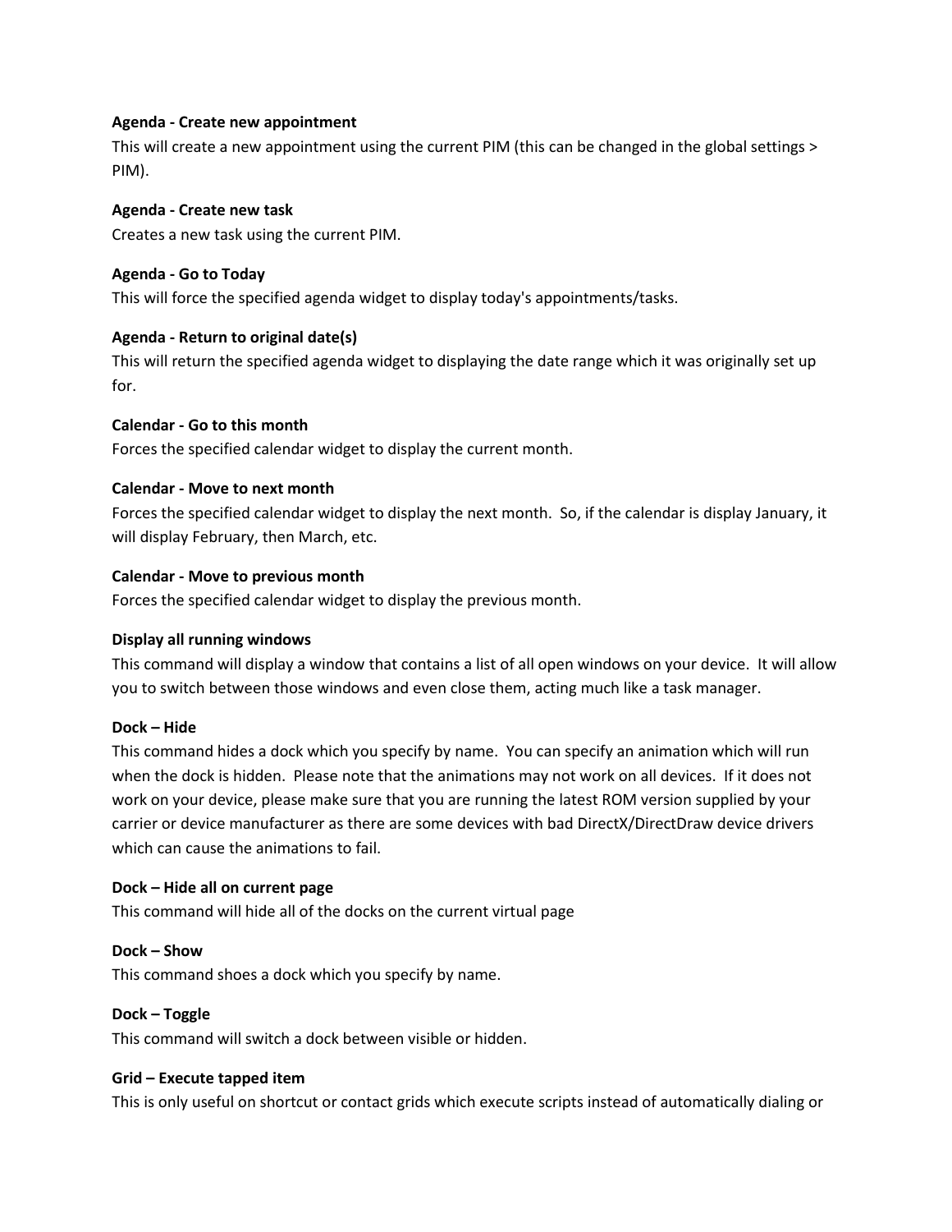**Agenda - Create new appointment**

This will create a new appointment using the current PIM (this can be changed in the global settings > PIM).

**Agenda - Create new task**

Creates a new task using the current PIM.

**Agenda - Go to Today**

This will force the specified agenda widget to display today's appointments/tasks.

**Agenda - Return to original date(s)**

This will return the specified agenda widget to displaying the date range which it was originally set up for.

**Calendar - Go to this month**

Forces the specified calendar widget to display the current month.

**Calendar - Move to next month**

Forces the specified calendar widget to display the next month. So, if the calendar is display January, it will display February, then March, etc.

**Calendar - Move to previous month**

Forces the specified calendar widget to display the previous month.

**Display all running windows**

This command will display a window that contains a list of all open windows on your device. It will allow you to switch between those windows and even close them, acting much like a task manager.

**Dock – Hide**

This command hides a dock which you specify by name. You can specify an animation which will run when the dock is hidden. Please note that the animations may not work on all devices. If it does not work on your device, please make sure that you are running the latest ROM version supplied by your carrier or device manufacturer as there are some devices with bad DirectX/DirectDraw device drivers which can cause the animations to fail.

**Dock – Hide all on current page**

This command will hide all of the docks on the current virtual page

**Dock – Show**

This command shoes a dock which you specify by name.

**Dock – Toggle**

This command will switch a dock between visible or hidden.

**Grid – Execute tapped item**

This is only useful on shortcut or contact grids which execute scripts instead of automatically dialing or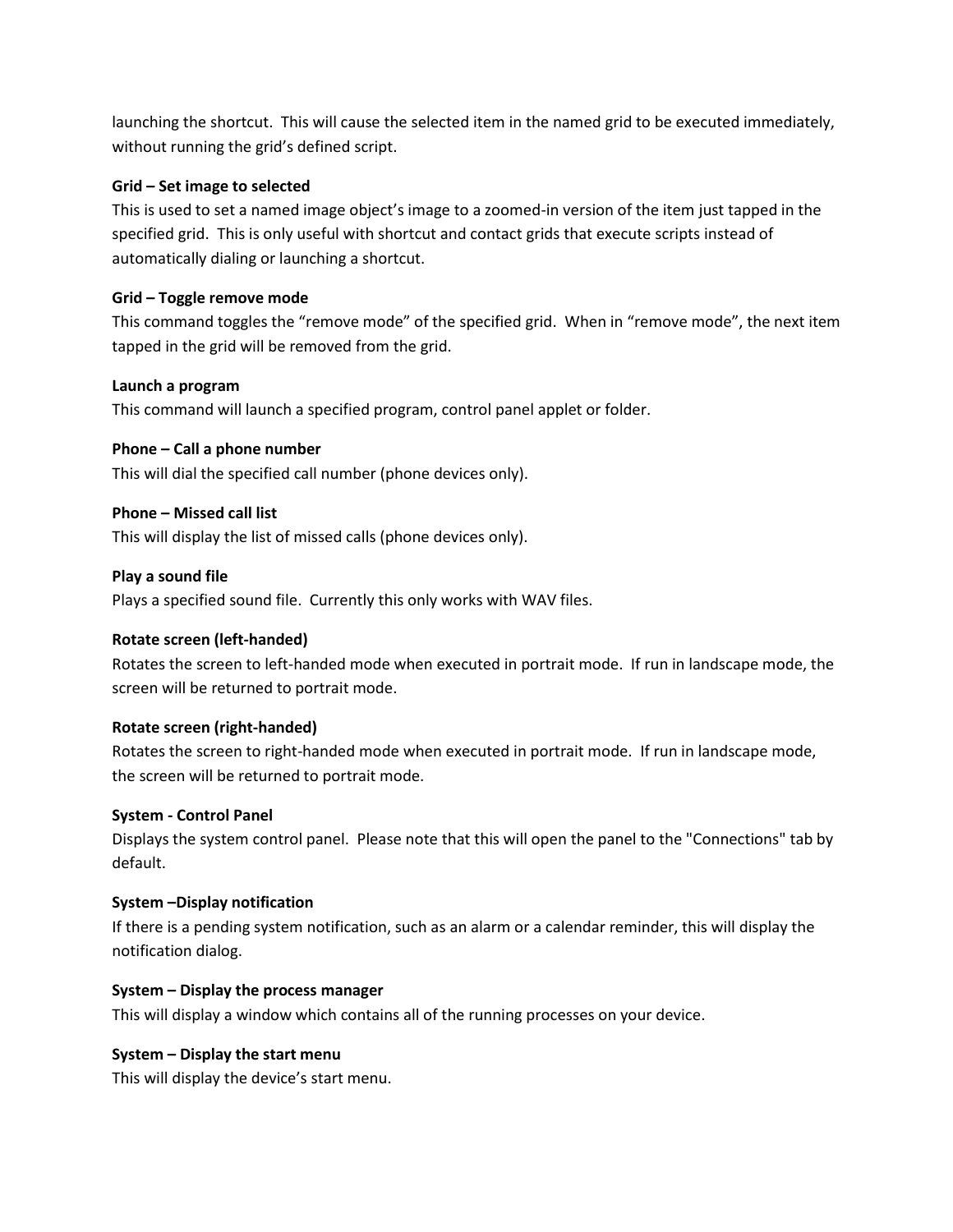launching the shortcut. This will cause the selected item in the named grid to be executed immediately, without running the grid's defined script.

**Grid – Set image to selected**

This is used to set a named image object's image to a zoomed-in version of the item just tapped in the specified grid. This is only useful with shortcut and contact grids that execute scripts instead of automatically dialing or launching a shortcut.

**Grid – Toggle remove mode**

This command toggles the "remove mode" of the specified grid. When in "remove mode", the next item tapped in the grid will be removed from the grid.

**Launch a program**

This command will launch a specified program, control panel applet or folder.

**Phone – Call a phone number**

This will dial the specified call number (phone devices only).

**Phone – Missed call list**

This will display the list of missed calls (phone devices only).

**Play a sound file**

Plays a specified sound file. Currently this only works with WAV files.

**Rotate screen (left-handed)**

Rotates the screen to left-handed mode when executed in portrait mode. If run in landscape mode, the screen will be returned to portrait mode.

**Rotate screen (right-handed)**

Rotates the screen to right-handed mode when executed in portrait mode. If run in landscape mode, the screen will be returned to portrait mode.

**System - Control Panel**

Displays the system control panel. Please note that this will open the panel to the "Connections" tab by default.

**System –Display notification**

If there is a pending system notification, such as an alarm or a calendar reminder, this will display the notification dialog.

**System – Display the process manager**

This will display a window which contains all of the running processes on your device.

**System – Display the start menu**

This will display the device's start menu.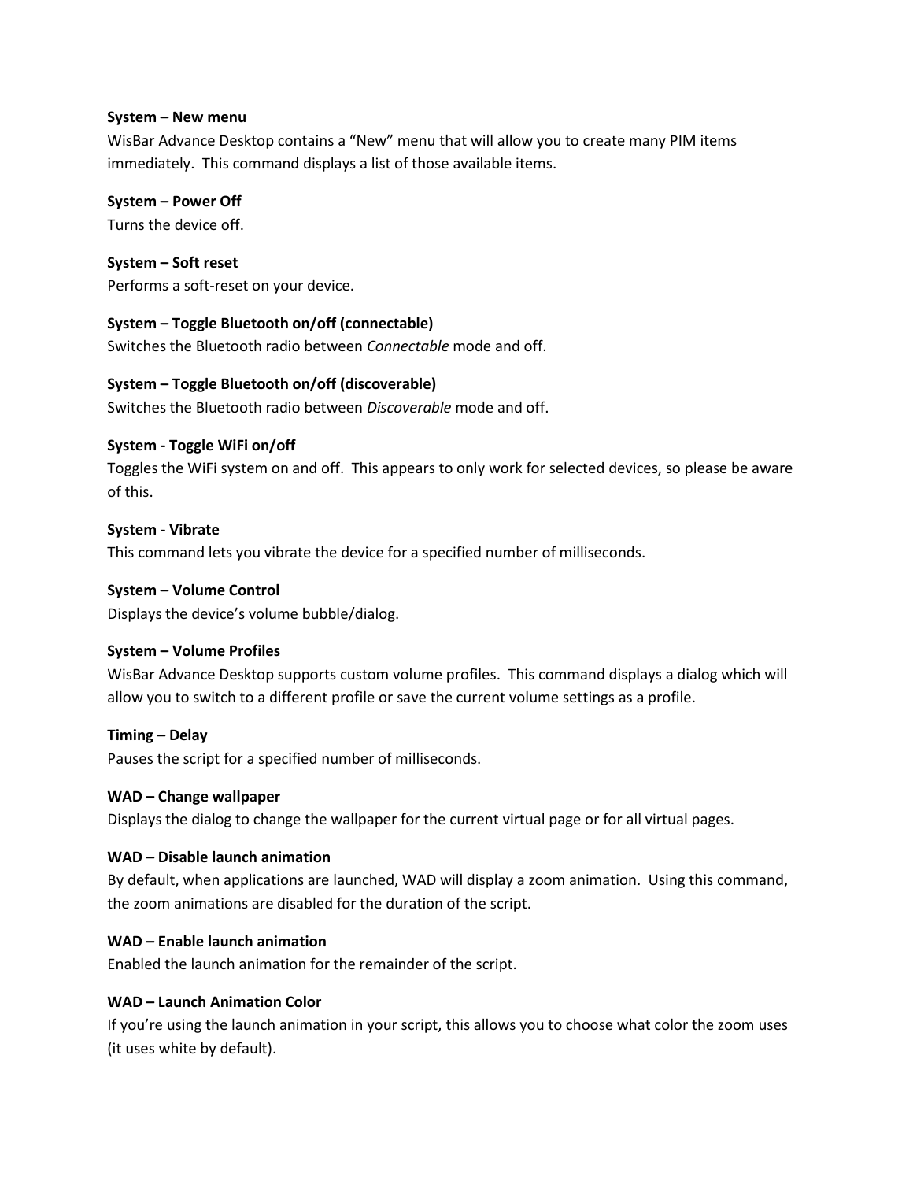**System – New menu**

WisBar Advance Desktop contains a "New" menu that will allow you to create many PIM items immediately. This command displays a list of those available items.

**System – Power Off**

Turns the device off.

**System – Soft reset**

Performs a soft-reset on your device.

**System – Toggle Bluetooth on/off (connectable)**

Switches the Bluetooth radio between *Connectable* mode and off.

**System – Toggle Bluetooth on/off (discoverable)**

Switches the Bluetooth radio between *Discoverable* mode and off.

**System - Toggle WiFi on/off**

Toggles the WiFi system on and off. This appears to only work for selected devices, so please be aware of this.

**System - Vibrate**

This command lets you vibrate the device for a specified number of milliseconds.

**System – Volume Control**

Displays the device's volume bubble/dialog.

**System – Volume Profiles**

WisBar Advance Desktop supports custom volume profiles. This command displays a dialog which will allow you to switch to a different profile or save the current volume settings as a profile.

**Timing – Delay**

Pauses the script for a specified number of milliseconds.

**WAD – Change wallpaper**

Displays the dialog to change the wallpaper for the current virtual page or for all virtual pages.

**WAD – Disable launch animation**

By default, when applications are launched, WAD will display a zoom animation. Using this command, the zoom animations are disabled for the duration of the script.

**WAD – Enable launch animation**

Enabled the launch animation for the remainder of the script.

**WAD – Launch Animation Color**

If you're using the launch animation in your script, this allows you to choose what color the zoom uses (it uses white by default).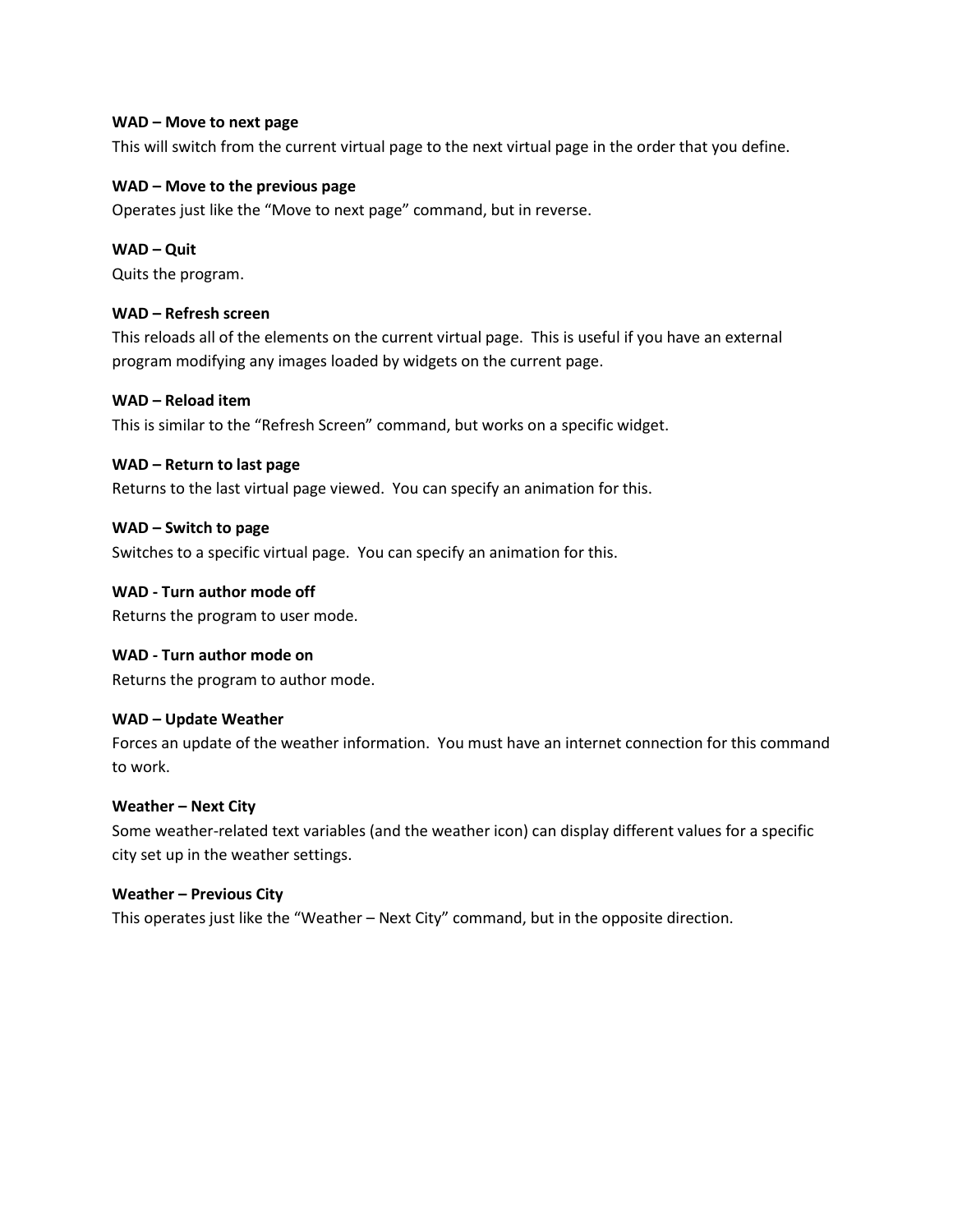**WAD – Move to next page**
This will switch from the current virtual page to the next virtual page in the order that you define.

**WAD – Move to the previous page**
Operates just like the "Move to next page" command, but in reverse.

**WAD – Quit**
Quits the program.

**WAD – Refresh screen**
This reloads all of the elements on the current virtual page. This is useful if you have an external program modifying any images loaded by widgets on the current page.

**WAD – Reload item**
This is similar to the "Refresh Screen" command, but works on a specific widget.

**WAD – Return to last page**
Returns to the last virtual page viewed. You can specify an animation for this.

**WAD – Switch to page**
Switches to a specific virtual page. You can specify an animation for this.

**WAD - Turn author mode off**
Returns the program to user mode.

**WAD - Turn author mode on**
Returns the program to author mode.

**WAD – Update Weather**
Forces an update of the weather information. You must have an internet connection for this command to work.

**Weather – Next City**
Some weather-related text variables (and the weather icon) can display different values for a specific city set up in the weather settings.

**Weather – Previous City**
This operates just like the "Weather – Next City" command, but in the opposite direction.